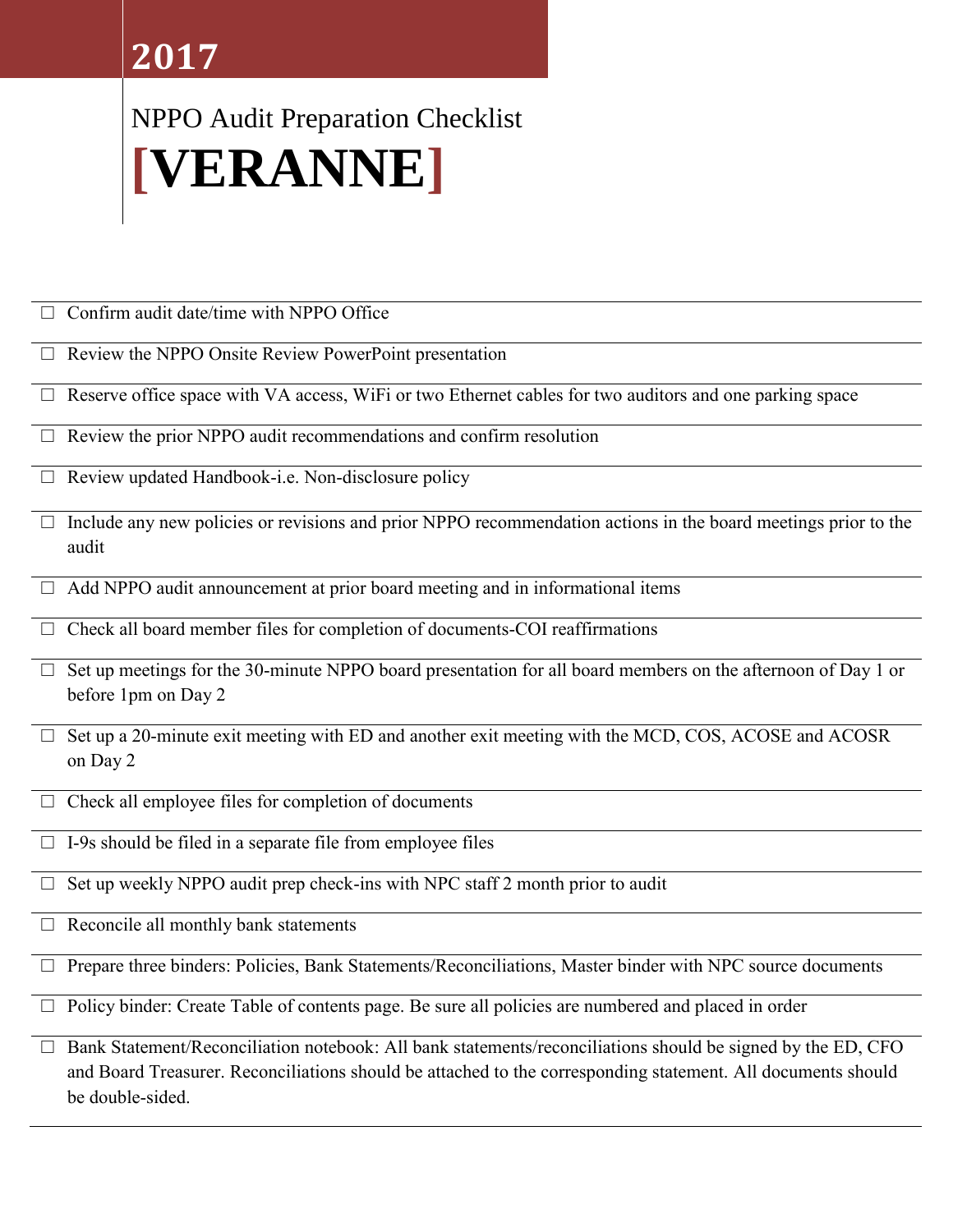**2017**

NPPO Audit Preparation Checklist

# [VERANNE]

- ☐ Confirm audit date/time with NPPO Office
- ☐ Review the NPPO Onsite Review PowerPoint presentation
- ☐ Reserve office space with VA access, WiFi or two Ethernet cables for two auditors and one parking space
- ☐ Review the prior NPPO audit recommendations and confirm resolution
- ☐ Review updated Handbook-i.e. Non-disclosure policy
- ☐ Include any new policies or revisions and prior NPPO recommendation actions in the board meetings prior to the audit
- ☐ Add NPPO audit announcement at prior board meeting and in informational items
- ☐ Check all board member files for completion of documents-COI reaffirmations
- ☐ Set up meetings for the 30-minute NPPO board presentation for all board members on the afternoon of Day 1 or before 1pm on Day 2
- ☐ Set up a 20-minute exit meeting with ED and another exit meeting with the MCD, COS, ACOSE and ACOSR on Day 2
- ☐ Check all employee files for completion of documents
- ☐ I-9s should be filed in a separate file from employee files
- ☐ Set up weekly NPPO audit prep check-ins with NPC staff 2 month prior to audit
- ☐ Reconcile all monthly bank statements
- ☐ Prepare three binders: Policies, Bank Statements/Reconciliations, Master binder with NPC source documents
- ☐ Policy binder: Create Table of contents page. Be sure all policies are numbered and placed in order
- ☐ Bank Statement/Reconciliation notebook: All bank statements/reconciliations should be signed by the ED, CFO and Board Treasurer. Reconciliations should be attached to the corresponding statement. All documents should be double-sided.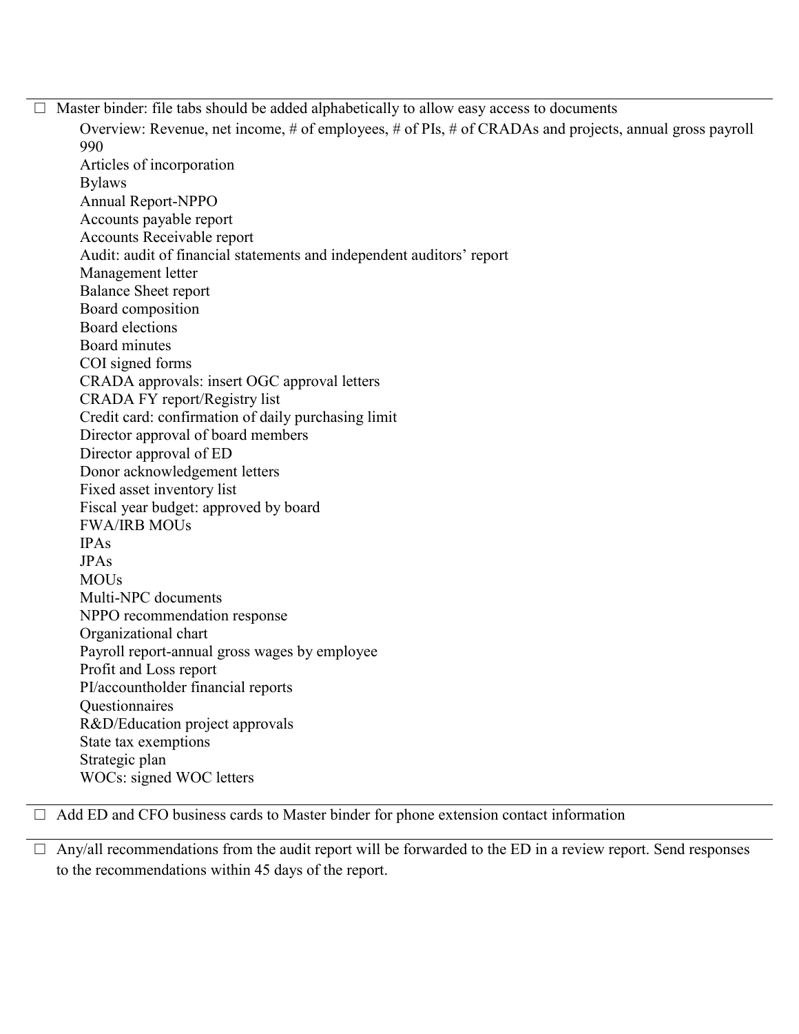☐ Master binder: file tabs should be added alphabetically to allow easy access to documents

- Overview: Revenue, net income, # of employees, # of PIs, # of CRADAs and projects, annual gross payroll
- 990
- Articles of incorporation
- Bylaws
- Annual Report-NPPO
- Accounts payable report
- Accounts Receivable report
- Audit: audit of financial statements and independent auditors' report
- Management letter
- Balance Sheet report
- Board composition
- Board elections
- Board minutes
- COI signed forms
- CRADA approvals: insert OGC approval letters
- CRADA FY report/Registry list
- Credit card: confirmation of daily purchasing limit
- Director approval of board members
- Director approval of ED
- Donor acknowledgement letters
- Fixed asset inventory list
- Fiscal year budget: approved by board
- FWA/IRB MOUs
- IPAs
- JPAs
- MOUs
- Multi-NPC documents
- NPPO recommendation response
- Organizational chart
- Payroll report-annual gross wages by employee
- Profit and Loss report
- PI/accountholder financial reports
- Questionnaires
- R&D/Education project approvals
- State tax exemptions
- Strategic plan
- WOCs: signed WOC letters

---

☐ Add ED and CFO business cards to Master binder for phone extension contact information

---

☐ Any/all recommendations from the audit report will be forwarded to the ED in a review report. Send responses to the recommendations within 45 days of the report.